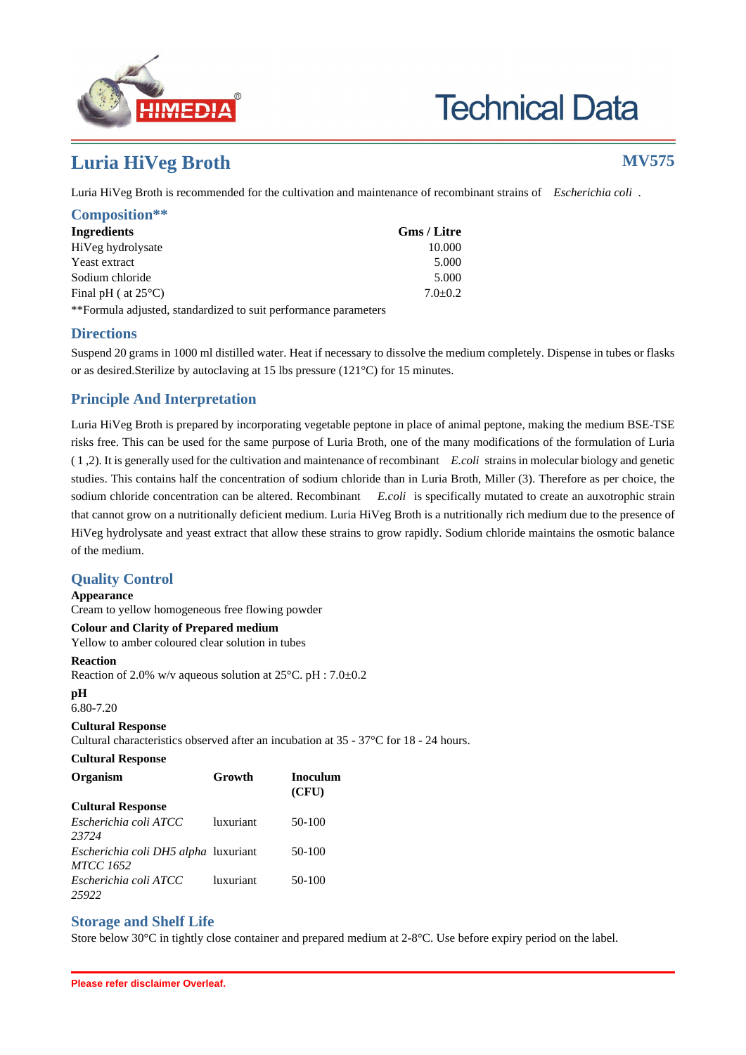# Technical Data

## Luria HiVeg Broth

**MV575**

Luria HiVeg Broth is recommended for the cultivation and maintenance of recombinant strains of *Escherichia coli* .

## Composition**

| Ingredients | Gms / Litre |
|---|---|
| HiVeg hydrolysate | 10.000 |
| Yeast extract | 5.000 |
| Sodium chloride | 5.000 |
| Final pH ( at 25°C) | 7.0±0.2 |

**Formula adjusted, standardized to suit performance parameters

## Directions

Suspend 20 grams in 1000 ml distilled water. Heat if necessary to dissolve the medium completely. Dispense in tubes or flasks or as desired.Sterilize by autoclaving at 15 lbs pressure (121°C) for 15 minutes.

## Principle And Interpretation

Luria HiVeg Broth is prepared by incorporating vegetable peptone in place of animal peptone, making the medium BSE-TSE risks free. This can be used for the same purpose of Luria Broth, one of the many modifications of the formulation of Luria ( 1 ,2). It is generally used for the cultivation and maintenance of recombinant *E.coli* strains in molecular biology and genetic studies. This contains half the concentration of sodium chloride than in Luria Broth, Miller (3). Therefore as per choice, the sodium chloride concentration can be altered. Recombinant *E.coli* is specifically mutated to create an auxotrophic strain that cannot grow on a nutritionally deficient medium. Luria HiVeg Broth is a nutritionally rich medium due to the presence of HiVeg hydrolysate and yeast extract that allow these strains to grow rapidly. Sodium chloride maintains the osmotic balance of the medium.

## Quality Control

**Appearance**

Cream to yellow homogeneous free flowing powder

**Colour and Clarity of Prepared medium**

Yellow to amber coloured clear solution in tubes

**Reaction**

Reaction of 2.0% w/v aqueous solution at 25°C. pH : 7.0±0.2

**pH**

6.80-7.20

**Cultural Response**

Cultural characteristics observed after an incubation at 35 - 37°C for 18 - 24 hours.

**Cultural Response**

| Organism | Growth | Inoculum (CFU) |
|---|---|---|
| **Cultural Response** | | |
| *Escherichia coli ATCC 23724* | luxuriant | 50-100 |
| *Escherichia coli DH5 alpha MTCC 1652* | luxuriant | 50-100 |
| *Escherichia coli ATCC 25922* | luxuriant | 50-100 |

## Storage and Shelf Life

Store below 30°C in tightly close container and prepared medium at 2-8°C. Use before expiry period on the label.

**Please refer disclaimer Overleaf.**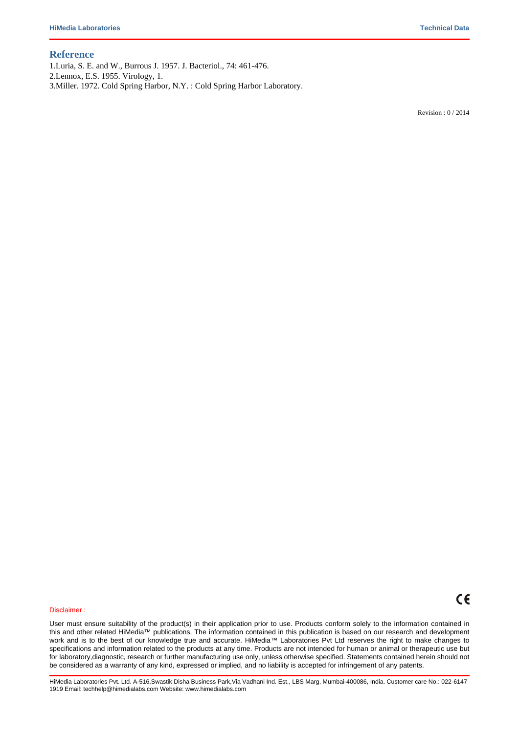## Reference

1.Luria, S. E. and W., Burrous J. 1957. J. Bacteriol., 74: 461-476.
2.Lennox, E.S. 1955. Virology, 1.
3.Miller. 1972. Cold Spring Harbor, N.Y. : Cold Spring Harbor Laboratory.

Revision : 0 / 2014

Disclaimer :

User must ensure suitability of the product(s) in their application prior to use. Products conform solely to the information contained in this and other related HiMedia™ publications. The information contained in this publication is based on our research and development work and is to the best of our knowledge true and accurate. HiMedia™ Laboratories Pvt Ltd reserves the right to make changes to specifications and information related to the products at any time. Products are not intended for human or animal or therapeutic use but for laboratory,diagnostic, research or further manufacturing use only, unless otherwise specified. Statements contained herein should not be considered as a warranty of any kind, expressed or implied, and no liability is accepted for infringement of any patents.

HiMedia Laboratories Pvt. Ltd. A-516,Swastik Disha Business Park,Via Vadhani Ind. Est., LBS Marg, Mumbai-400086, India. Customer care No.: 022-6147 1919 Email: techhelp@himedialabs.com Website: www.himedialabs.com